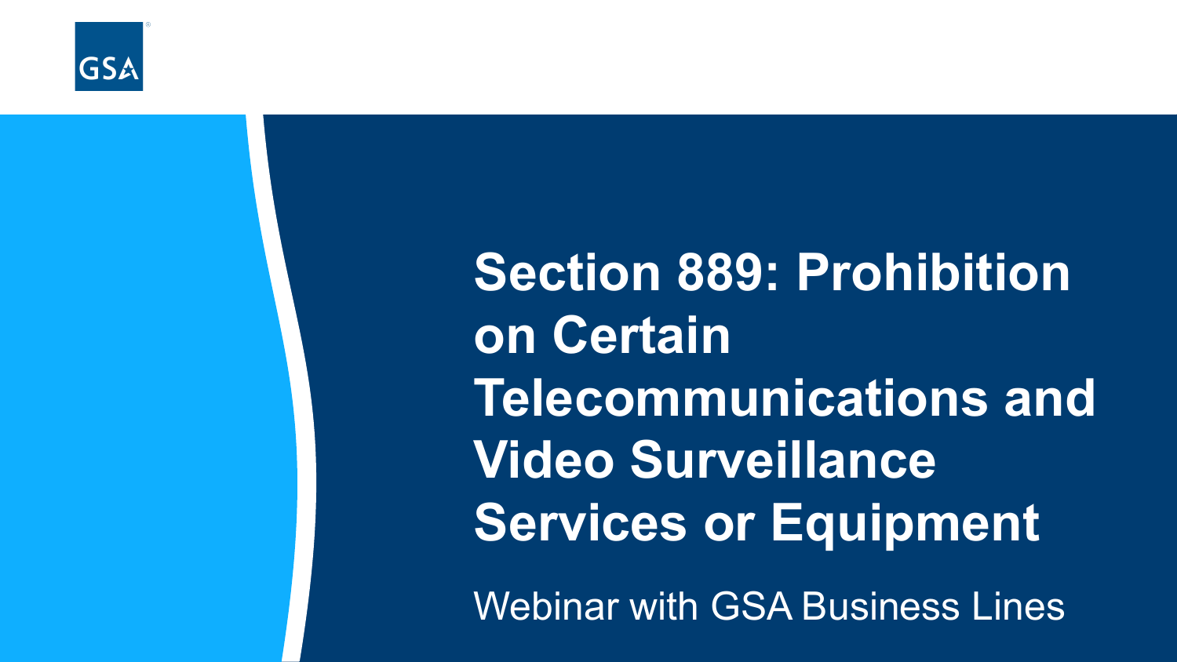GSA

# Section 889: Prohibition on Certain Telecommunications and Video Surveillance Services or Equipment

Webinar with GSA Business Lines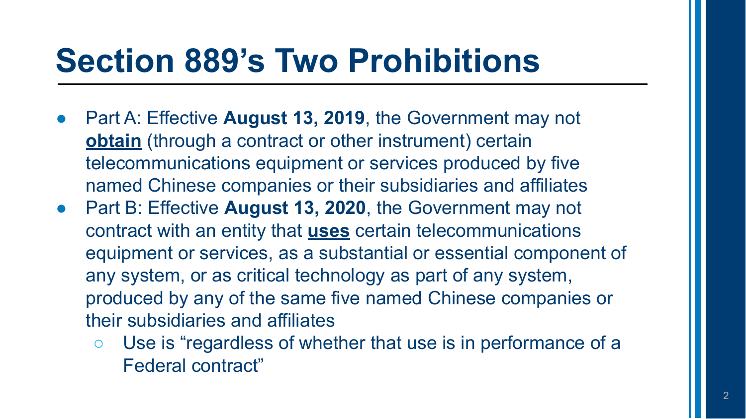# Section 889's Two Prohibitions

- Part A: Effective **August 13, 2019**, the Government may not <u>**obtain**</u> (through a contract or other instrument) certain telecommunications equipment or services produced by five named Chinese companies or their subsidiaries and affiliates
- Part B: Effective **August 13, 2020**, the Government may not contract with an entity that <u>**uses**</u> certain telecommunications equipment or services, as a substantial or essential component of any system, or as critical technology as part of any system, produced by any of the same five named Chinese companies or their subsidiaries and affiliates
  - Use is "regardless of whether that use is in performance of a Federal contract"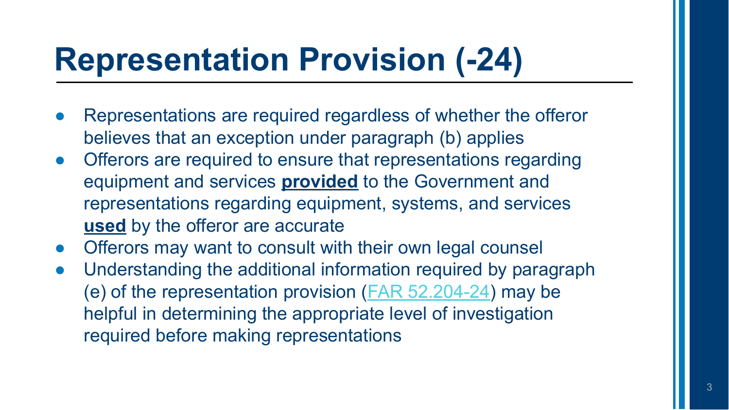# Representation Provision (-24)

- Representations are required regardless of whether the offeror believes that an exception under paragraph (b) applies
- Offerors are required to ensure that representations regarding equipment and services **provided** to the Government and representations regarding equipment, systems, and services **used** by the offeror are accurate
- Offerors may want to consult with their own legal counsel
- Understanding the additional information required by paragraph (e) of the representation provision (FAR 52.204-24) may be helpful in determining the appropriate level of investigation required before making representations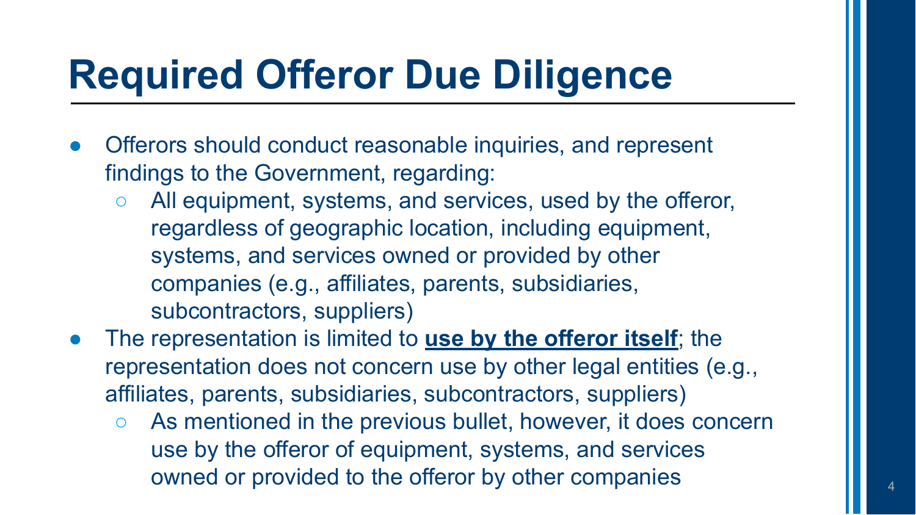# Required Offeror Due Diligence

- Offerors should conduct reasonable inquiries, and represent findings to the Government, regarding:
  - All equipment, systems, and services, used by the offeror, regardless of geographic location, including equipment, systems, and services owned or provided by other companies (e.g., affiliates, parents, subsidiaries, subcontractors, suppliers)
- The representation is limited to **<u>use by the offeror itself</u>**; the representation does not concern use by other legal entities (e.g., affiliates, parents, subsidiaries, subcontractors, suppliers)
  - As mentioned in the previous bullet, however, it does concern use by the offeror of equipment, systems, and services owned or provided to the offeror by other companies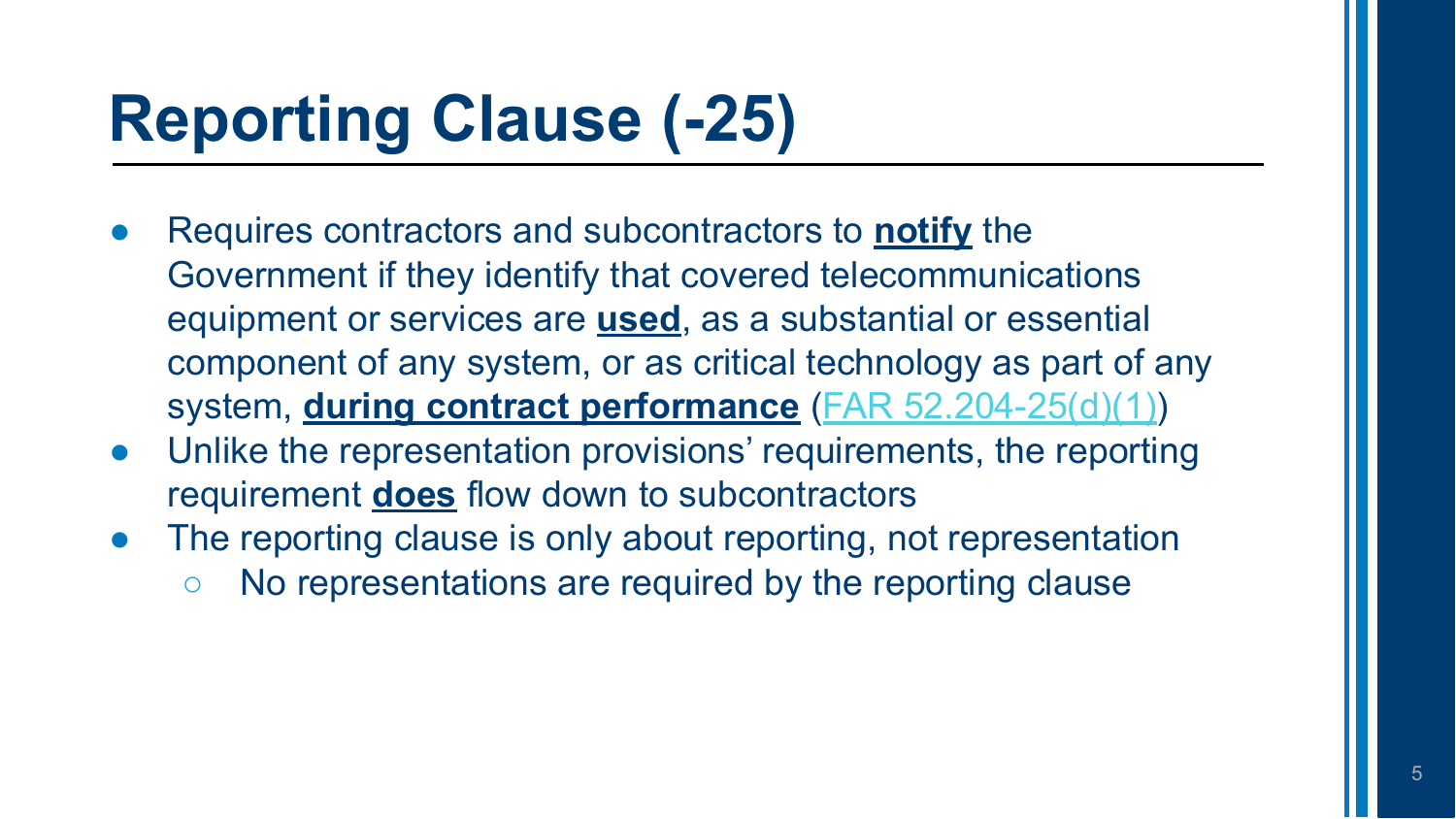# Reporting Clause (-25)

- Requires contractors and subcontractors to **notify** the Government if they identify that covered telecommunications equipment or services are **used**, as a substantial or essential component of any system, or as critical technology as part of any system, **during contract performance** (FAR 52.204-25(d)(1))
- Unlike the representation provisions' requirements, the reporting requirement **does** flow down to subcontractors
- The reporting clause is only about reporting, not representation
  - No representations are required by the reporting clause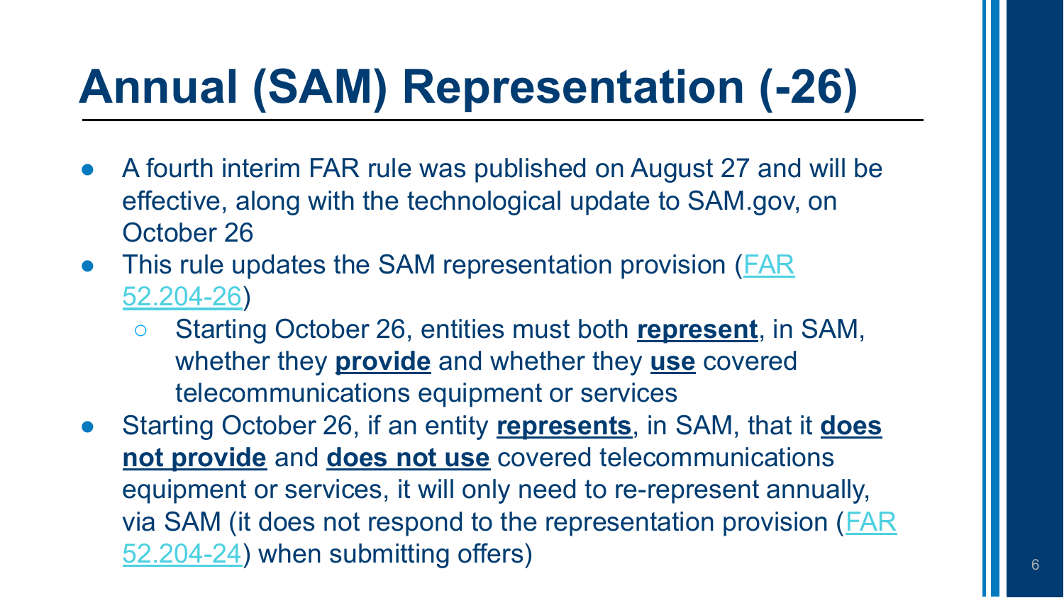# Annual (SAM) Representation (-26)

- A fourth interim FAR rule was published on August 27 and will be effective, along with the technological update to SAM.gov, on October 26
- This rule updates the SAM representation provision (FAR 52.204-26)
  - Starting October 26, entities must both **represent**, in SAM, whether they **provide** and whether they **use** covered telecommunications equipment or services
- Starting October 26, if an entity **represents**, in SAM, that it **does not provide** and **does not use** covered telecommunications equipment or services, it will only need to re-represent annually, via SAM (it does not respond to the representation provision (FAR 52.204-24) when submitting offers)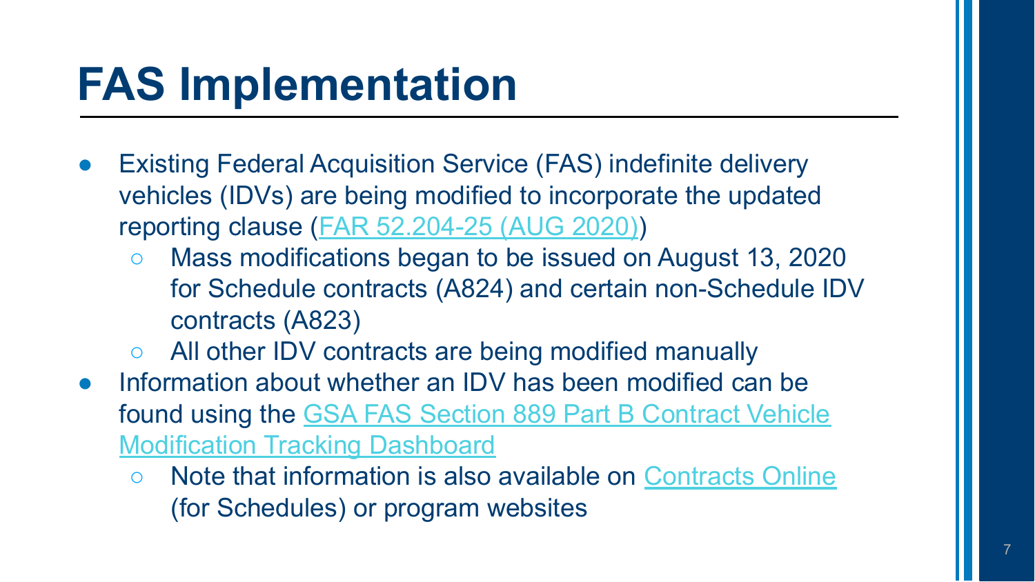# FAS Implementation

- Existing Federal Acquisition Service (FAS) indefinite delivery vehicles (IDVs) are being modified to incorporate the updated reporting clause (FAR 52.204-25 (AUG 2020))
  - Mass modifications began to be issued on August 13, 2020 for Schedule contracts (A824) and certain non-Schedule IDV contracts (A823)
  - All other IDV contracts are being modified manually
- Information about whether an IDV has been modified can be found using the GSA FAS Section 889 Part B Contract Vehicle Modification Tracking Dashboard
  - Note that information is also available on Contracts Online (for Schedules) or program websites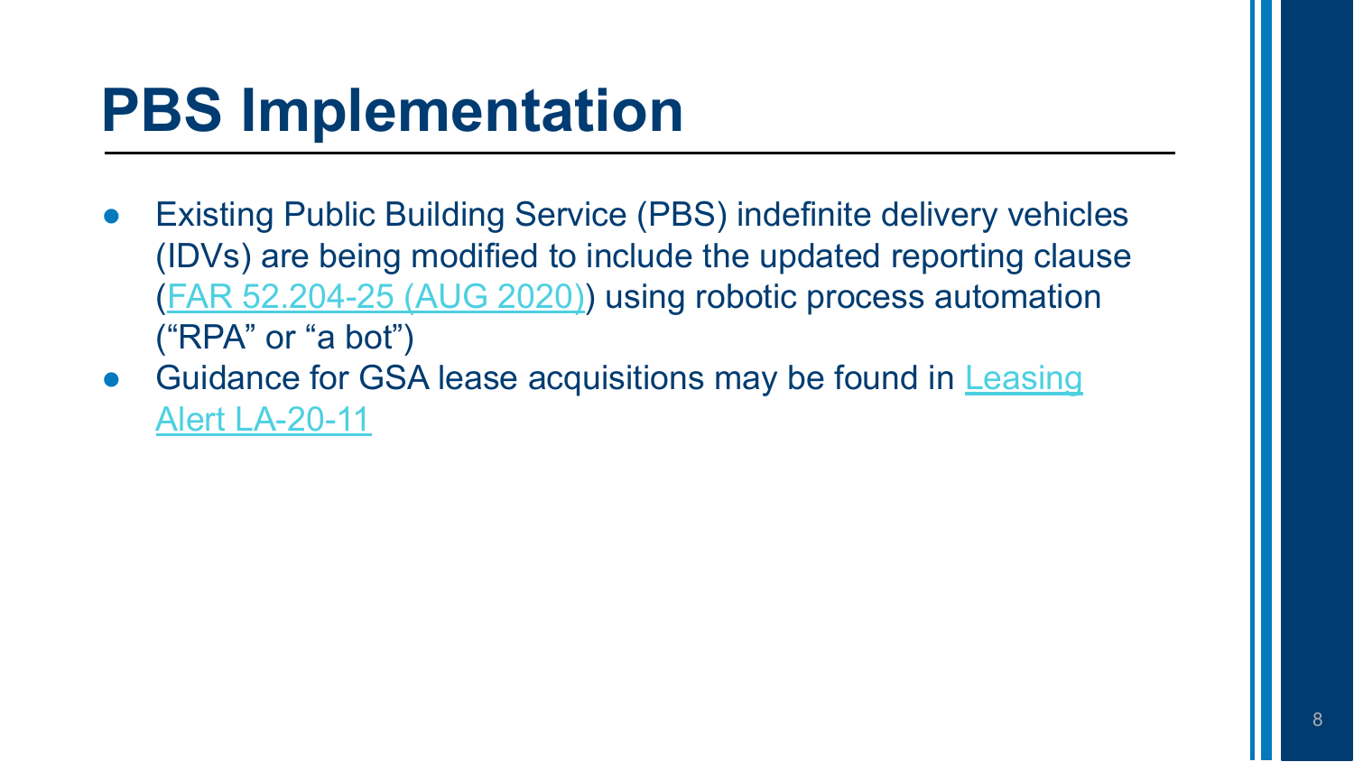# PBS Implementation

- Existing Public Building Service (PBS) indefinite delivery vehicles (IDVs) are being modified to include the updated reporting clause (FAR 52.204-25 (AUG 2020)) using robotic process automation ("RPA" or "a bot")
- Guidance for GSA lease acquisitions may be found in Leasing Alert LA-20-11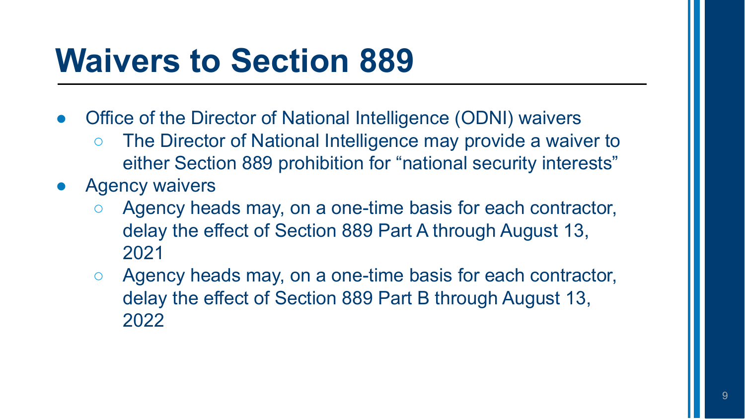# Waivers to Section 889

- Office of the Director of National Intelligence (ODNI) waivers
  - The Director of National Intelligence may provide a waiver to either Section 889 prohibition for “national security interests”
- Agency waivers
  - Agency heads may, on a one-time basis for each contractor, delay the effect of Section 889 Part A through August 13, 2021
  - Agency heads may, on a one-time basis for each contractor, delay the effect of Section 889 Part B through August 13, 2022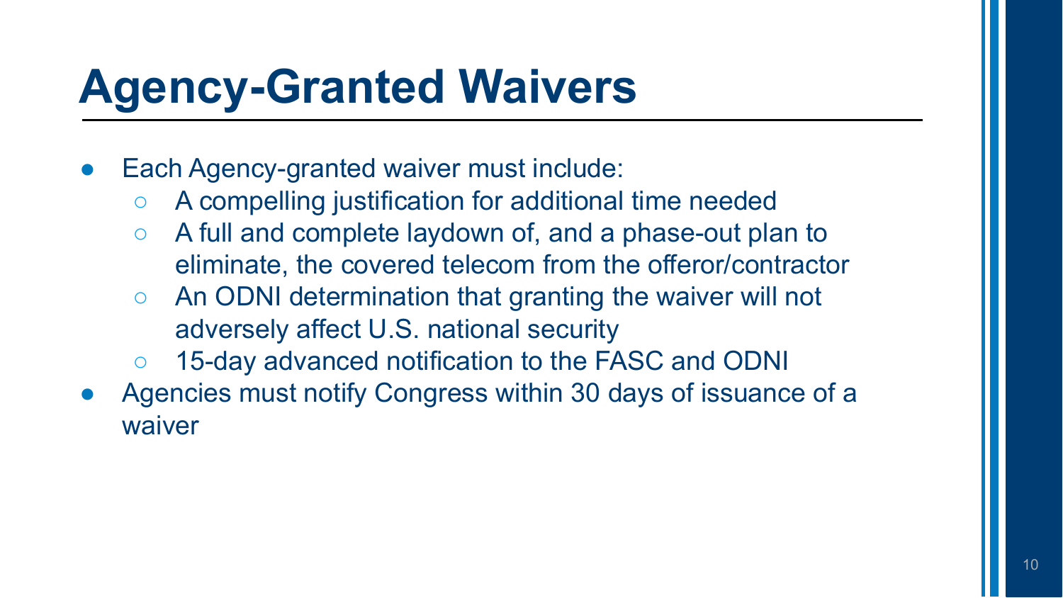# Agency-Granted Waivers

- Each Agency-granted waiver must include:
  - A compelling justification for additional time needed
  - A full and complete laydown of, and a phase-out plan to eliminate, the covered telecom from the offeror/contractor
  - An ODNI determination that granting the waiver will not adversely affect U.S. national security
  - 15-day advanced notification to the FASC and ODNI
- Agencies must notify Congress within 30 days of issuance of a waiver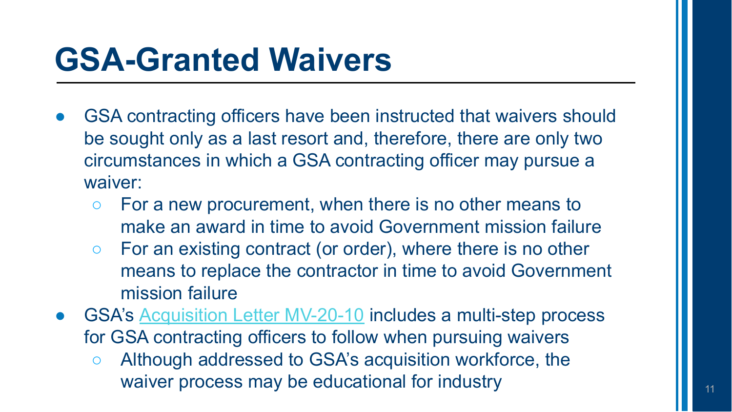# GSA-Granted Waivers

- GSA contracting officers have been instructed that waivers should be sought only as a last resort and, therefore, there are only two circumstances in which a GSA contracting officer may pursue a waiver:
  - For a new procurement, when there is no other means to make an award in time to avoid Government mission failure
  - For an existing contract (or order), where there is no other means to replace the contractor in time to avoid Government mission failure
- GSA's Acquisition Letter MV-20-10 includes a multi-step process for GSA contracting officers to follow when pursuing waivers
  - Although addressed to GSA's acquisition workforce, the waiver process may be educational for industry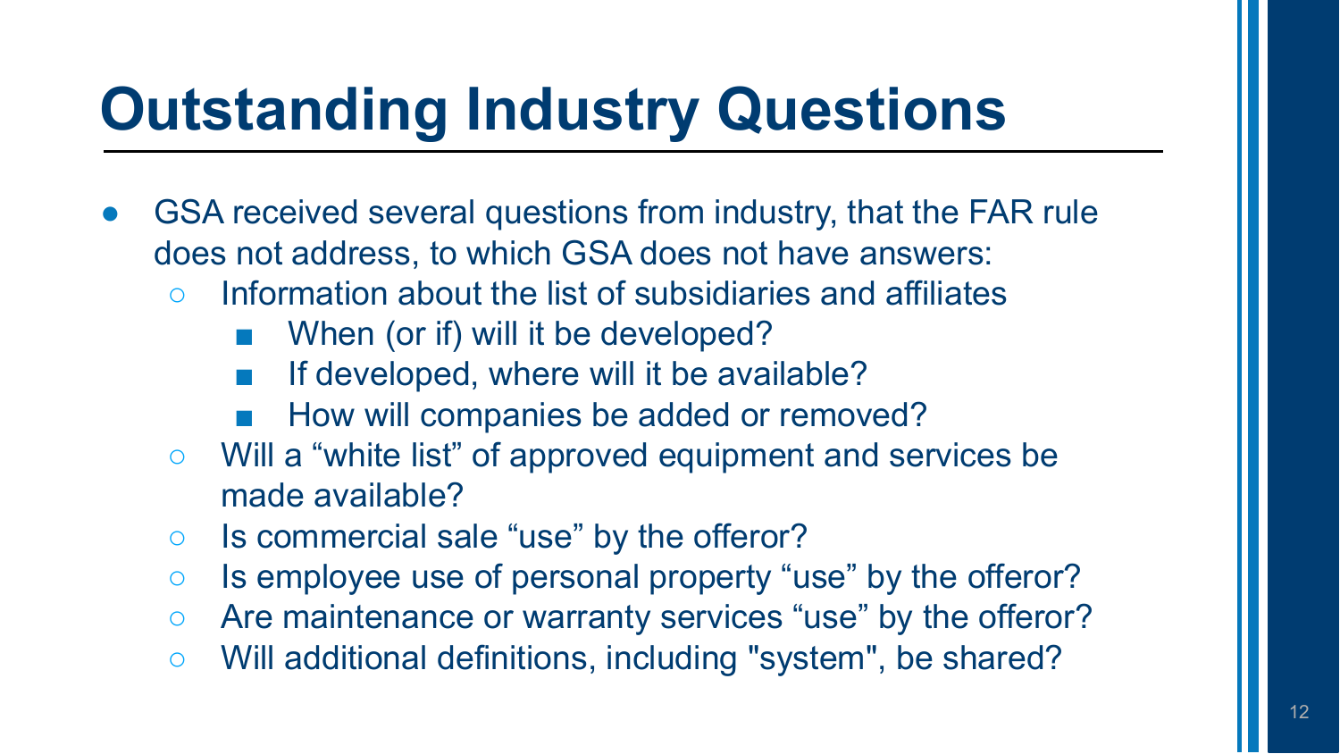# Outstanding Industry Questions

- GSA received several questions from industry, that the FAR rule does not address, to which GSA does not have answers:
  - Information about the list of subsidiaries and affiliates
    - When (or if) will it be developed?
    - If developed, where will it be available?
    - How will companies be added or removed?
  - Will a “white list” of approved equipment and services be made available?
  - Is commercial sale “use” by the offeror?
  - Is employee use of personal property “use” by the offeror?
  - Are maintenance or warranty services “use” by the offeror?
  - Will additional definitions, including "system", be shared?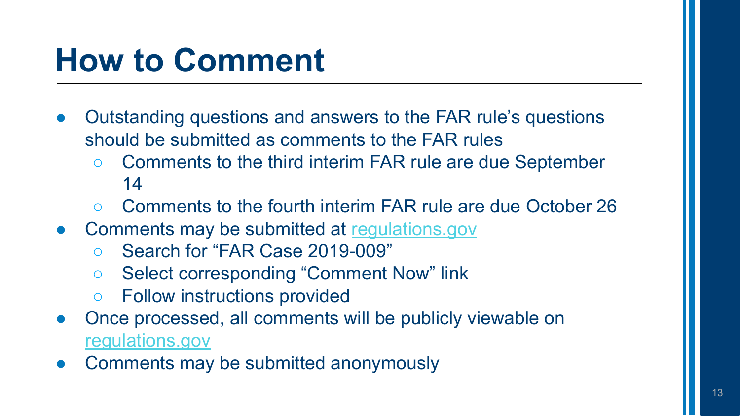# How to Comment

- Outstanding questions and answers to the FAR rule's questions should be submitted as comments to the FAR rules
  - Comments to the third interim FAR rule are due September 14
  - Comments to the fourth interim FAR rule are due October 26
- Comments may be submitted at [regulations.gov](regulations.gov)
  - Search for "FAR Case 2019-009"
  - Select corresponding "Comment Now" link
  - Follow instructions provided
- Once processed, all comments will be publicly viewable on [regulations.gov](regulations.gov)
- Comments may be submitted anonymously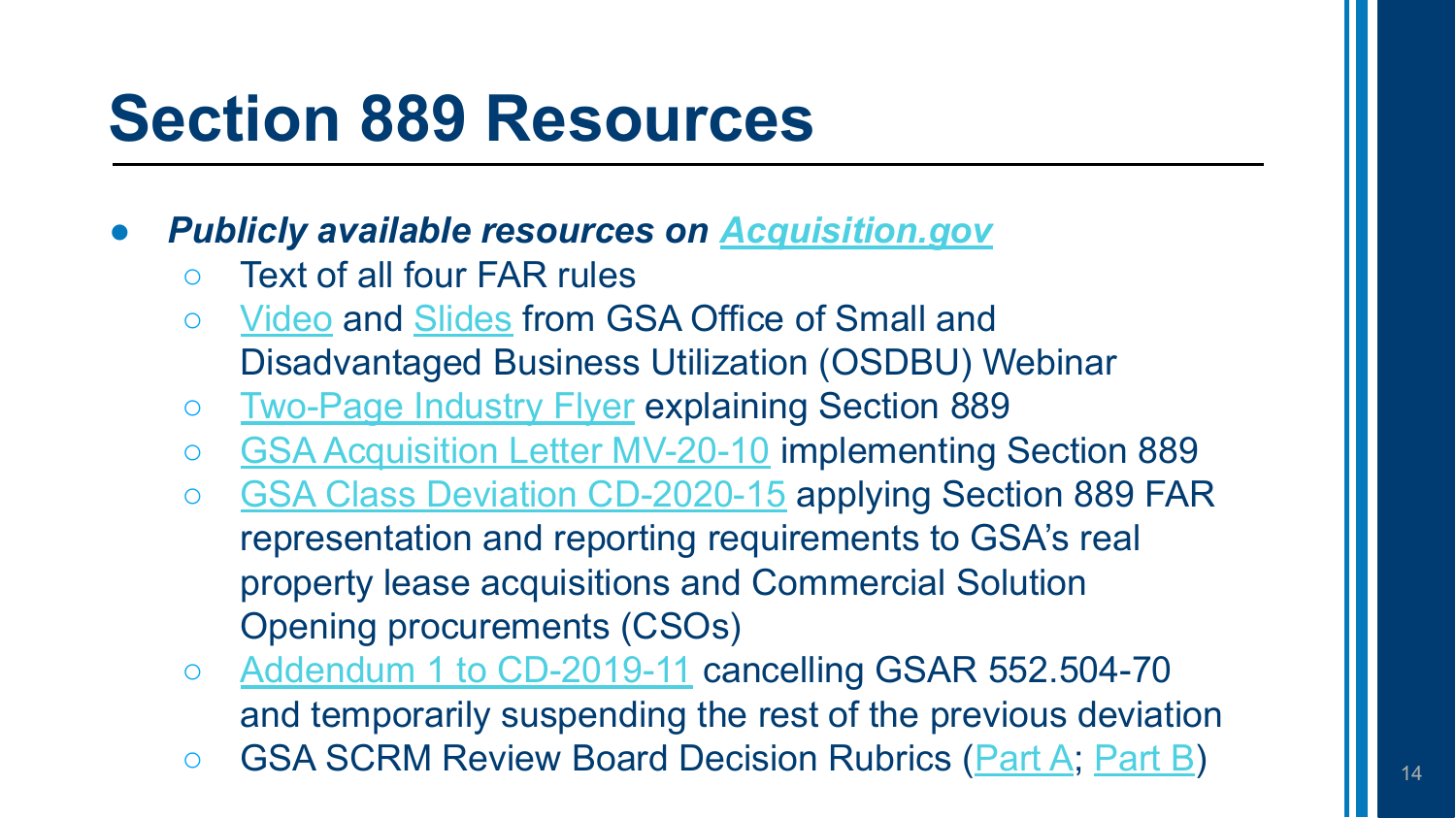# Section 889 Resources

- ***Publicly available resources on Acquisition.gov***
  - Text of all four FAR rules
  - Video and Slides from GSA Office of Small and Disadvantaged Business Utilization (OSDBU) Webinar
  - Two-Page Industry Flyer explaining Section 889
  - GSA Acquisition Letter MV-20-10 implementing Section 889
  - GSA Class Deviation CD-2020-15 applying Section 889 FAR representation and reporting requirements to GSA's real property lease acquisitions and Commercial Solution Opening procurements (CSOs)
  - Addendum 1 to CD-2019-11 cancelling GSAR 552.504-70 and temporarily suspending the rest of the previous deviation
  - GSA SCRM Review Board Decision Rubrics (Part A; Part B)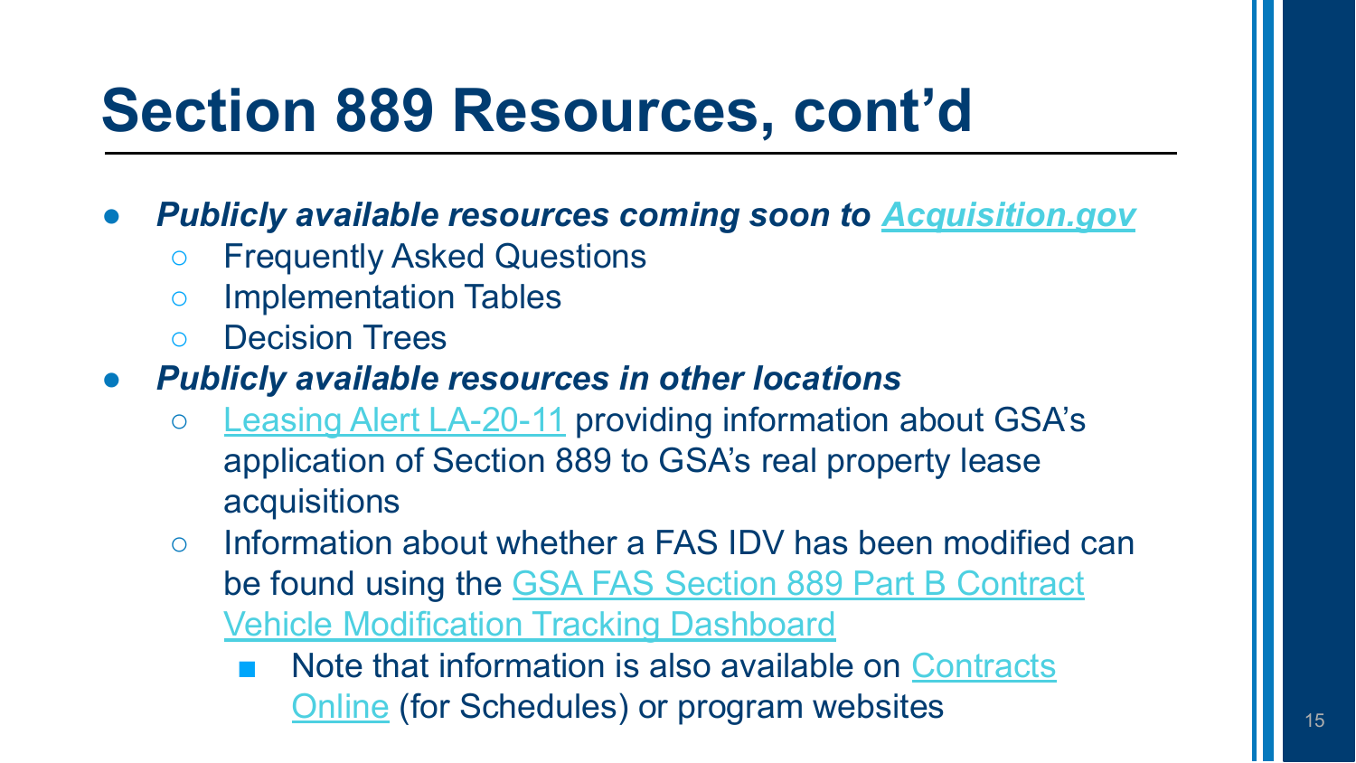# Section 889 Resources, cont'd

- ***Publicly available resources coming soon to Acquisition.gov***
  - Frequently Asked Questions
  - Implementation Tables
  - Decision Trees
- ***Publicly available resources in other locations***
  - Leasing Alert LA-20-11 providing information about GSA's application of Section 889 to GSA's real property lease acquisitions
  - Information about whether a FAS IDV has been modified can be found using the GSA FAS Section 889 Part B Contract Vehicle Modification Tracking Dashboard
    - Note that information is also available on Contracts Online (for Schedules) or program websites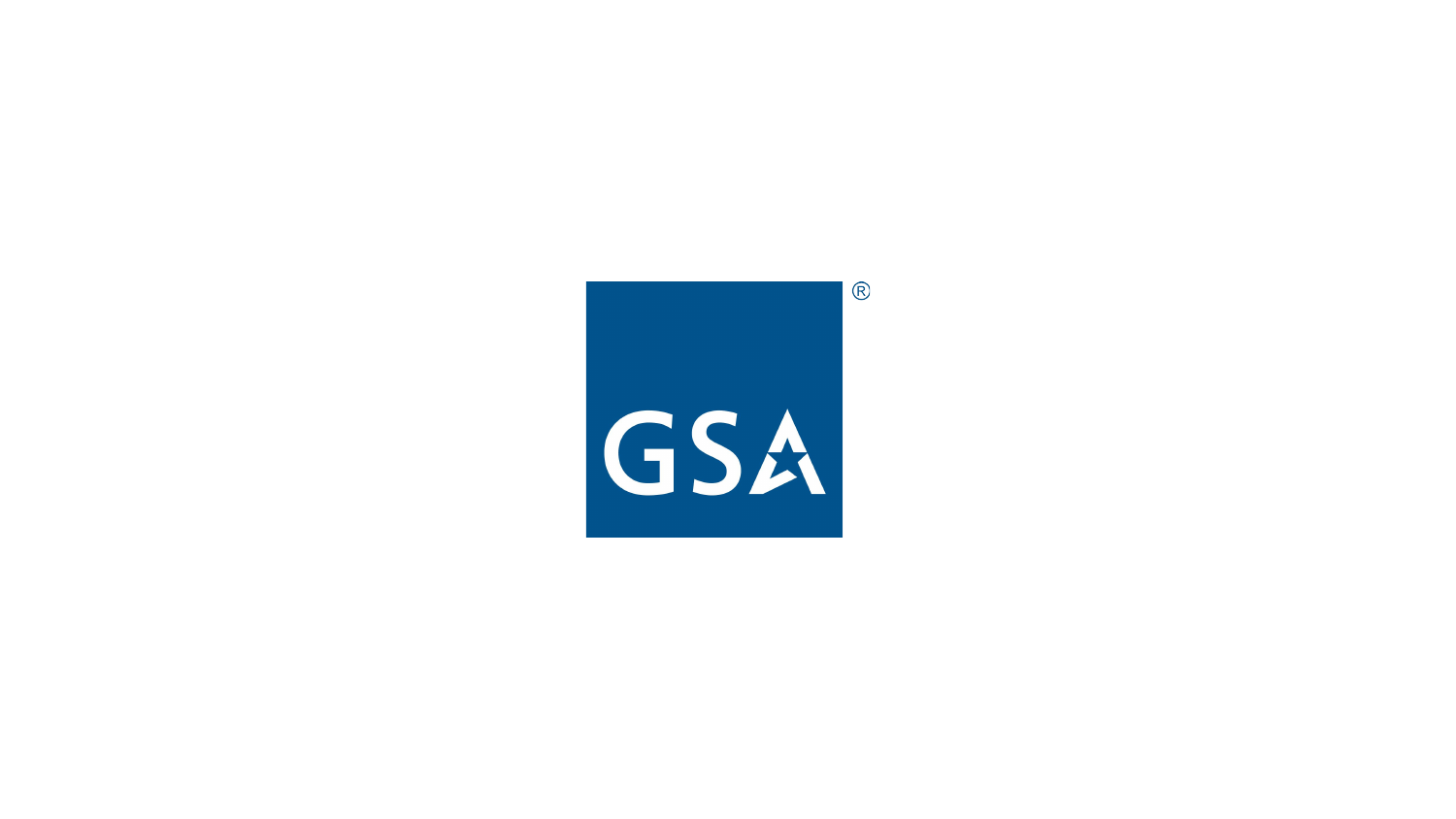GSA®